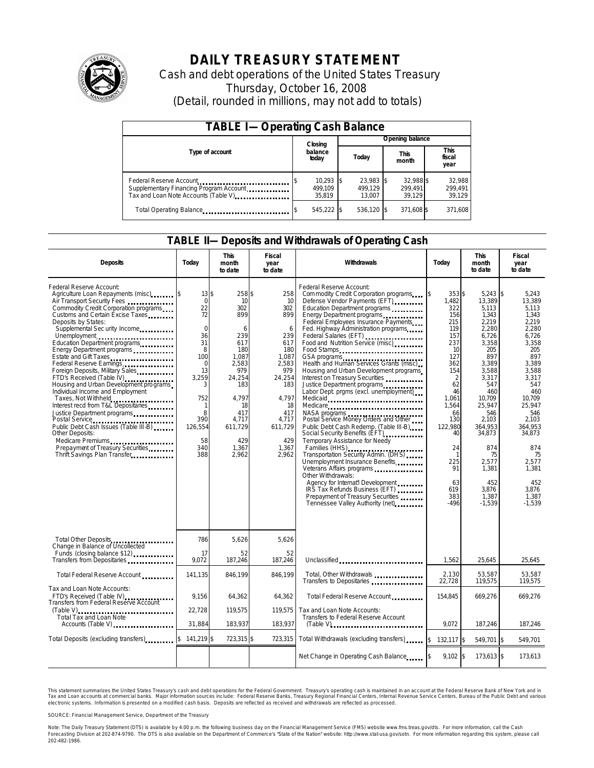# DAILY TREASURY STATEMENT

Cash and debt operations of the United States Treasury

Thursday, October 16, 2008

(Detail, rounded in millions, may not add to totals)

## TABLE I—Operating Cash Balance

| Type of account | Closing balance today | Opening balance Today | Opening balance This month | Opening balance This fiscal year |
|---|---|---|---|---|
| Federal Reserve Account | $ 10,293 | $ 23,983 | $ 32,988 | $ 32,988 |
| Supplementary Financing Program Account | 499,109 | 499,129 | 299,491 | 299,491 |
| Tax and Loan Note Accounts (Table V) | 35,819 | 13,007 | 39,129 | 39,129 |
| Total Operating Balance | $ 545,222 | $ 536,120 | $ 371,608 | $ 371,608 |

## TABLE II—Deposits and Withdrawals of Operating Cash

| Deposits | Today | This month to date | Fiscal year to date | Withdrawals | Today | This month to date | Fiscal year to date |
|---|---|---|---|---|---|---|---|
| Federal Reserve Account: | | | | Federal Reserve Account: | | | |
| Agriculture Loan Repayments (misc) | $ 13 | $ 258 | $ 258 | Commodity Credit Corporation programs | $ 353 | $ 5,243 | $ 5,243 |
| Air Transport Security Fees | 0 | 10 | 10 | Defense Vendor Payments (EFT) | 1,482 | 13,389 | 13,389 |
| Commodity Credit Corporation programs | 22 | 302 | 302 | Education Department programs | 322 | 5,113 | 5,113 |
| Customs and Certain Excise Taxes | 72 | 899 | 899 | Energy Department programs | 156 | 1,343 | 1,343 |
| Deposits by States: | | | | Federal Employees Insurance Payments | 215 | 2,219 | 2,219 |
| Supplemental Security Income | 0 | 6 | 6 | Fed. Highway Administration programs | 119 | 2,280 | 2,280 |
| Unemployment | 36 | 239 | 239 | Federal Salaries (EFT) | 157 | 6,726 | 6,726 |
| Education Department programs | 31 | 617 | 617 | Food and Nutrition Service (misc) | 237 | 3,358 | 3,358 |
| Energy Department programs | 8 | 180 | 180 | Food Stamps | 10 | 205 | 205 |
| Estate and Gift Taxes | 100 | 1,087 | 1,087 | GSA programs | 127 | 897 | 897 |
| Federal Reserve Earnings | 0 | 2,583 | 2,583 | Health and Human Services Grants (misc) | 362 | 3,389 | 3,389 |
| Foreign Deposits, Military Sales | 13 | 979 | 979 | Housing and Urban Development programs | 154 | 3,588 | 3,588 |
| FTD's Received (Table IV) | 3,259 | 24,254 | 24,254 | Interest on Treasury Securities | 2 | 3,317 | 3,317 |
| Housing and Urban Development programs | 3 | 183 | 183 | Justice Department programs | 62 | 547 | 547 |
| Individual Income and Employment Taxes, Not Withheld | 752 | 4,797 | 4,797 | Labor Dept. prgms (excl. unemployment) | 46 | 460 | 460 |
| Interest recd from T&L Depositaries | 1 | 18 | 18 | Medicaid | 1,061 | 10,709 | 10,709 |
| Justice Department programs | 8 | 417 | 417 | Medicare | 1,564 | 25,947 | 25,947 |
| Postal Service | 390 | 4,717 | 4,717 | NASA programs | 66 | 546 | 546 |
| Public Debt Cash Issues (Table III-B) | 126,554 | 611,729 | 611,729 | Postal Service Money Orders and Other | 130 | 2,103 | 2,103 |
| Other Deposits: | | | | Public Debt Cash Redemp. (Table III-B) | 122,980 | 364,953 | 364,953 |
| Medicare Premiums | 58 | 429 | 429 | Social Security Benefits (EFT) | 40 | 34,873 | 34,873 |
| Prepayment of Treasury Securities | 340 | 1,367 | 1,367 | Temporary Assistance for Needy Families (HHS) | 24 | 874 | 874 |
| Thrift Savings Plan Transfer | 388 | 2,962 | 2,962 | Transportation Security Admin. (DHS) | 1 | 75 | 75 |
| | | | | Unemployment Insurance Benefits | 225 | 2,577 | 2,577 |
| | | | | Veterans Affairs programs | 91 | 1,381 | 1,381 |
| | | | | Other Withdrawals: | | | |
| | | | | Agency for Internat'l Development | 63 | 452 | 452 |
| | | | | IRS Tax Refunds Business (EFT) | 619 | 3,876 | 3,876 |
| | | | | Prepayment of Treasury Securities | 383 | 1,387 | 1,387 |
| | | | | Tennessee Valley Authority (net) | -496 | -1,539 | -1,539 |
| Total Other Deposits | 786 | 5,626 | 5,626 | | | | |
| Change in Balance of Uncollected Funds (closing balance $12) | 17 | 52 | 52 | | | | |
| Transfers from Depositaries | 9,072 | 187,246 | 187,246 | Unclassified | 1,562 | 25,645 | 25,645 |
| Total Federal Reserve Account | 141,135 | 846,199 | 846,199 | Total, Other Withdrawals | 2,130 | 53,587 | 53,587 |
| | | | | Transfers to Depositaries | 22,728 | 119,575 | 119,575 |
| Tax and Loan Note Accounts: | | | | | | | |
| FTD's Received (Table IV) | 9,156 | 64,362 | 64,362 | Total Federal Reserve Account | 154,845 | 669,276 | 669,276 |
| Transfers from Federal Reserve Account (Table V) | 22,728 | 119,575 | 119,575 | Tax and Loan Note Accounts: | | | |
| Total Tax and Loan Note Accounts (Table V) | 31,884 | 183,937 | 183,937 | Transfers to Federal Reserve Account (Table V) | 9,072 | 187,246 | 187,246 |
| Total Deposits (excluding transfers) | $ 141,219 | $ 723,315 | $ 723,315 | Total Withdrawals (excluding transfers) | $ 132,117 | $ 549,701 | $ 549,701 |
| | | | | Net Change in Operating Cash Balance | $ 9,102 | $ 173,613 | $ 173,613 |

This statement summarizes the United States Treasury's cash and debt operations for the Federal Government. Treasury's operating cash is maintained in an account at the Federal Reserve Bank of New York and in Tax and Loan accounts at commercial banks. Major information sources include: Federal Reserve Banks, Treasury Regional Financial Centers, Internal Revenue Service Centers, Bureau of the Public Debt and various electronic systems. Information is presented on a modified cash basis. Deposits are reflected as received and withdrawals are reflected as processed.

SOURCE: Financial Management Service, Department of the Treasury

Note: The Daily Treasury Statement (DTS) is available by 4:00 p.m. the following business day on the Financial Management Service (FMS) website www.fms.treas.gov/dts. For more information, call the Cash Forecasting Division at 202-874-9790. The DTS is also available on the Department of Commerce's "State of the Nation" website: http://www.stat-usa.gov/sotn. For more information regarding this system, please call 202-482-1986.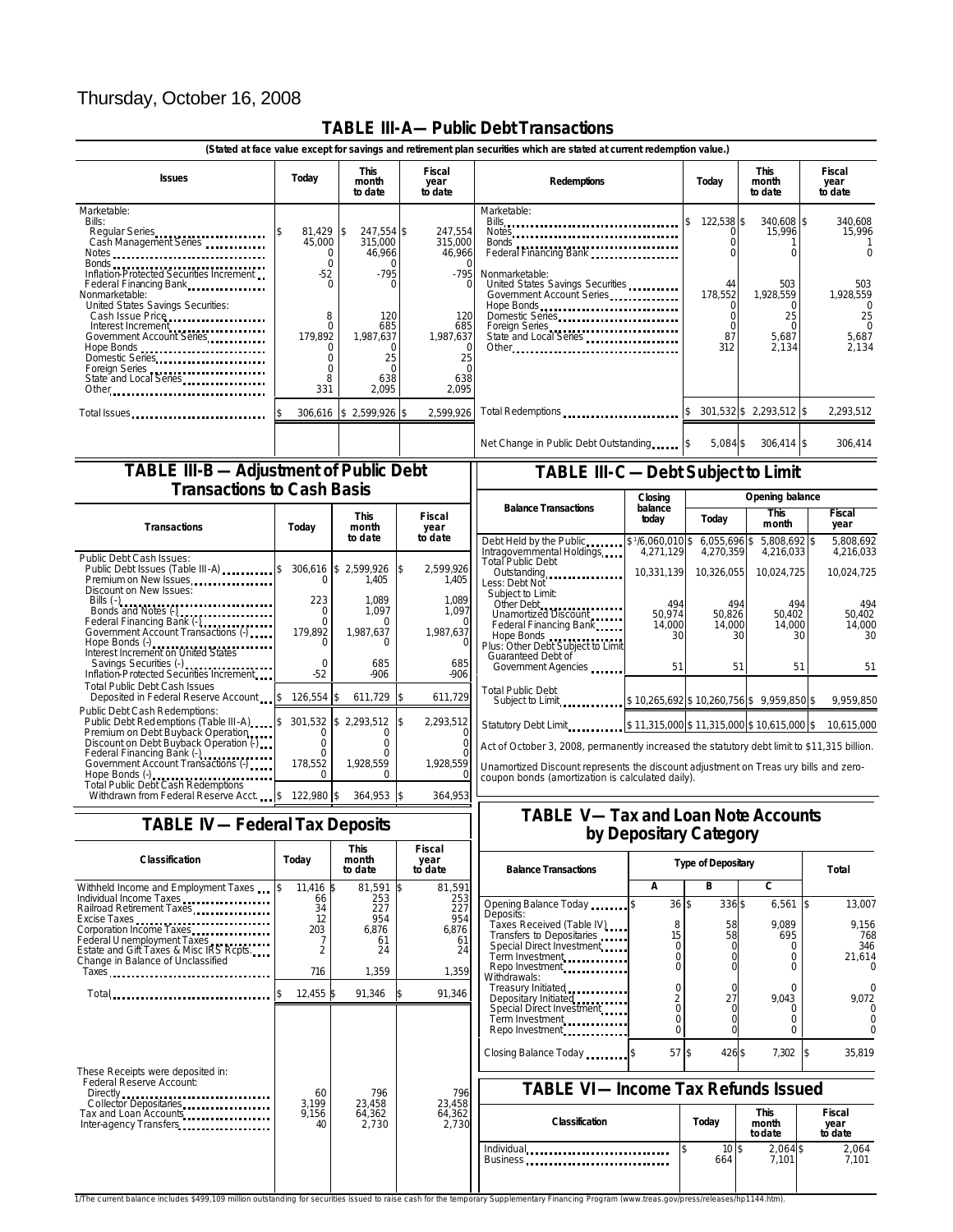Thursday, October 16, 2008

## TABLE III-A— Public Debt Transactions

(Stated at face value except for savings and retirement plan securities which are stated at current redemption value.)

| Issues | Today | This month to date | Fiscal year to date | Redemptions | Today | This month to date | Fiscal year to date |
|---|---|---|---|---|---|---|---|
| Marketable: | | | | Marketable: | | | |
| Bills: | | | | Bills | $ 122,538 | $ 340,608 | $ 340,608 |
| Regular Series | $ 81,429 | $ 247,554 | $ 247,554 | Notes | 0 | 15,996 | 15,996 |
| Cash Management Series | 45,000 | 315,000 | 315,000 | Bonds | 0 | 1 | 1 |
| Notes | 0 | 46,966 | 46,966 | Federal Financing Bank | 0 | 0 | 0 |
| Bonds | 0 | 0 | 0 | | | | |
| Inflation-Protected Securities Increment | -52 | -795 | -795 | Nonmarketable: | | | |
| Federal Financing Bank | 0 | 0 | 0 | United States Savings Securities | 44 | 503 | 503 |
| Nonmarketable: | | | | Government Account Series | 178,552 | 1,928,559 | 1,928,559 |
| United States Savings Securities: | | | | Hope Bonds | 0 | 0 | 0 |
| Cash Issue Price | 8 | 120 | 120 | Domestic Series | 0 | 25 | 25 |
| Interest Increment | 0 | 685 | 685 | Foreign Series | 0 | 0 | 0 |
| Government Account Series | 179,892 | 1,987,637 | 1,987,637 | State and Local Series | 87 | 5,687 | 5,687 |
| Hope Bonds | 0 | 0 | 0 | Other | 312 | 2,134 | 2,134 |
| Domestic Series | 0 | 25 | 25 | | | | |
| Foreign Series | 0 | 0 | 0 | | | | |
| State and Local Series | 8 | 638 | 638 | | | | |
| Other | 331 | 2,095 | 2,095 | | | | |
| Total Issues | $ 306,616 | $ 2,599,926 | $ 2,599,926 | Total Redemptions | $ 301,532 | $ 2,293,512 | $ 2,293,512 |
| | | | | Net Change in Public Debt Outstanding | $ 5,084 | $ 306,414 | $ 306,414 |

## TABLE III-B — Adjustment of Public Debt Transactions to Cash Basis

| Transactions | Today | This month to date | Fiscal year to date |
|---|---|---|---|
| Public Debt Cash Issues: | | | |
| Public Debt Issues (Table III-A) | $ 306,616 | $ 2,599,926 | $ 2,599,926 |
| Premium on New Issues | 0 | 1,405 | 1,405 |
| Discount on New Issues: | | | |
| Bills (-) | 223 | 1,089 | 1,089 |
| Bonds and Notes (-) | 0 | 1,097 | 1,097 |
| Federal Financing Bank (-) | 0 | 0 | 0 |
| Government Account Transactions (-) | 179,892 | 1,987,637 | 1,987,637 |
| Hope Bonds (-) | 0 | 0 | 0 |
| Interest Increment on United States Savings Securities (-) | 0 | 685 | 685 |
| Inflation-Protected Securities Increment | -52 | -906 | -906 |
| Total Public Debt Cash Issues Deposited in Federal Reserve Account | $ 126,554 | $ 611,729 | $ 611,729 |
| Public Debt Cash Redemptions: | | | |
| Public Debt Redemptions (Table III-A) | $ 301,532 | $ 2,293,512 | $ 2,293,512 |
| Premium on Debt Buyback Operation | 0 | 0 | 0 |
| Discount on Debt Buyback Operation (-) | 0 | 0 | 0 |
| Federal Financing Bank (-) | 0 | 0 | 0 |
| Government Account Transactions (-) | 178,552 | 1,928,559 | 1,928,559 |
| Hope Bonds (-) | 0 | 0 | 0 |
| Total Public Debt Cash Redemptions Withdrawn from Federal Reserve Acct. | $ 122,980 | $ 364,953 | $ 364,953 |

## TABLE III-C — Debt Subject to Limit

| Balance Transactions | Closing balance today | Opening balance Today | Opening balance This month | Opening balance Fiscal year |
|---|---|---|---|---|
| Debt Held by the Public | $ 1/6,060,010 | $ 6,055,696 | $ 5,808,692 | $ 5,808,692 |
| Intragovernmental Holdings | 4,271,129 | 4,270,359 | 4,216,033 | 4,216,033 |
| Total Public Debt Outstanding | 10,331,139 | 10,326,055 | 10,024,725 | 10,024,725 |
| Less: Debt Not Subject to Limit: | | | | |
| Other Debt | 494 | 494 | 494 | 494 |
| Unamortized Discount | 50,974 | 50,826 | 50,402 | 50,402 |
| Federal Financing Bank | 14,000 | 14,000 | 14,000 | 14,000 |
| Hope Bonds | 30 | 30 | 30 | 30 |
| Plus: Other Debt Subject to Limit Guaranteed Debt of Government Agencies | 51 | 51 | 51 | 51 |
| Total Public Debt Subject to Limit | $ 10,265,692 | $ 10,260,756 | $ 9,959,850 | $ 9,959,850 |
| Statutory Debt Limit | $ 11,315,000 | $ 11,315,000 | $ 10,615,000 | $ 10,615,000 |

Act of October 3, 2008, permanently increased the statutory debt limit to $11,315 billion.

Unamortized Discount represents the discount adjustment on Treasury bills and zero-coupon bonds (amortization is calculated daily).

## TABLE IV — Federal Tax Deposits

| Classification | Today | This month to date | Fiscal year to date |
|---|---|---|---|
| Withheld Income and Employment Taxes | $ 11,416 | $ 81,591 | $ 81,591 |
| Individual Income Taxes | 66 | 253 | 253 |
| Railroad Retirement Taxes | 34 | 227 | 227 |
| Excise Taxes | 12 | 954 | 954 |
| Corporation Income Taxes | 203 | 6,876 | 6,876 |
| Federal Unemployment Taxes | 7 | 61 | 61 |
| Estate and Gift Taxes & Misc IRS Rcpts. | 2 | 24 | 24 |
| Change in Balance of Unclassified Taxes | 716 | 1,359 | 1,359 |
| Total | $ 12,455 | $ 91,346 | $ 91,346 |
| These Receipts were deposited in: | | | |
| Federal Reserve Account: | | | |
| Directly | 60 | 796 | 796 |
| Collector Depositaries | 3,199 | 23,458 | 23,458 |
| Tax and Loan Accounts | 9,156 | 64,362 | 64,362 |
| Inter-agency Transfers | 40 | 2,730 | 2,730 |

## TABLE V— Tax and Loan Note Accounts by Depositary Category

| Balance Transactions | A | B | C | Total |
|---|---|---|---|---|
| Opening Balance Today | $ 36 | $ 336 | $ 6,561 | $ 13,007 |
| Deposits: | | | | |
| Taxes Received (Table IV) | 8 | 58 | 9,089 | 9,156 |
| Transfers to Depositaries | 15 | 58 | 695 | 768 |
| Special Direct Investment | 0 | 0 | 0 | 346 |
| Term Investment | 0 | 0 | 0 | 21,614 |
| Repo Investment | 0 | 0 | 0 | 0 |
| Withdrawals: | | | | |
| Treasury Initiated | 0 | 0 | 0 | 0 |
| Depositary Initiated | 2 | 27 | 9,043 | 9,072 |
| Special Direct Investment | 0 | 0 | 0 | 0 |
| Term Investment | 0 | 0 | 0 | 0 |
| Repo Investment | 0 | 0 | 0 | 0 |
| Closing Balance Today | $ 57 | $ 426 | $ 7,302 | $ 35,819 |

## TABLE VI— Income Tax Refunds Issued

| Classification | Today | This month to date | Fiscal year to date |
|---|---|---|---|
| Individual | $ 10 | $ 2,064 | $ 2,064 |
| Business | 664 | 7,101 | 7,101 |

1/The current balance includes $499,109 million outstanding for securities issued to raise cash for the temporary Supplementary Financing Program (www.treas.gov/press/releases/hp1144.htm).